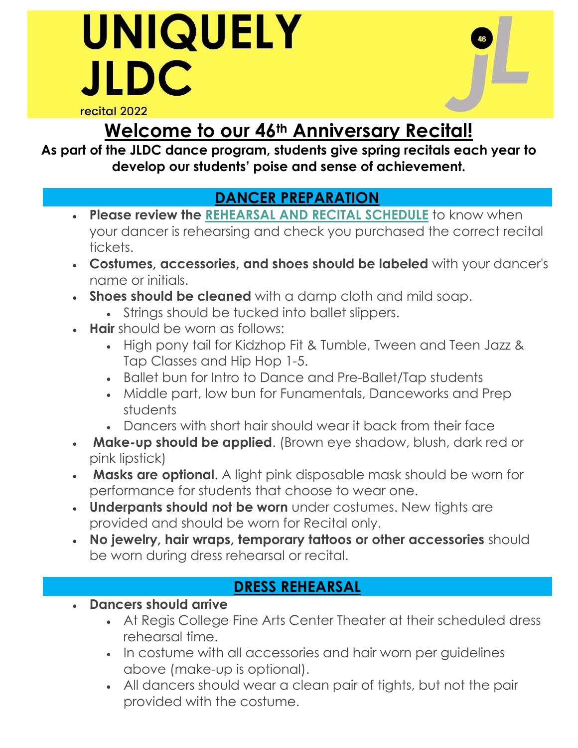# UNIQUELY JLDC

recital 2022

46

## Welcome to our 46th Anniversary Recital!

**As part of the JLDC dance program, students give spring recitals each year to develop our students' poise and sense of achievement.**

## DANCER PREPARATION

- **Please review the** **REHEARSAL AND RECITAL SCHEDULE** to know when your dancer is rehearsing and check you purchased the correct recital tickets.
- **Costumes, accessories, and shoes should be labeled** with your dancer's name or initials.
- **Shoes should be cleaned** with a damp cloth and mild soap.
    - Strings should be tucked into ballet slippers.
- **Hair** should be worn as follows:
    - High pony tail for Kidzhop Fit & Tumble, Tween and Teen Jazz & Tap Classes and Hip Hop 1-5.
    - Ballet bun for Intro to Dance and Pre-Ballet/Tap students
    - Middle part, low bun for Funamentals, Danceworks and Prep students
    - Dancers with short hair should wear it back from their face
- **Make-up should be applied**. (Brown eye shadow, blush, dark red or pink lipstick)
- **Masks are optional**. A light pink disposable mask should be worn for performance for students that choose to wear one.
- **Underpants should not be worn** under costumes. New tights are provided and should be worn for Recital only.
- **No jewelry, hair wraps, temporary tattoos or other accessories** should be worn during dress rehearsal or recital.

## DRESS REHEARSAL

- **Dancers should arrive**
    - At Regis College Fine Arts Center Theater at their scheduled dress rehearsal time.
    - In costume with all accessories and hair worn per guidelines above (make-up is optional).
    - All dancers should wear a clean pair of tights, but not the pair provided with the costume.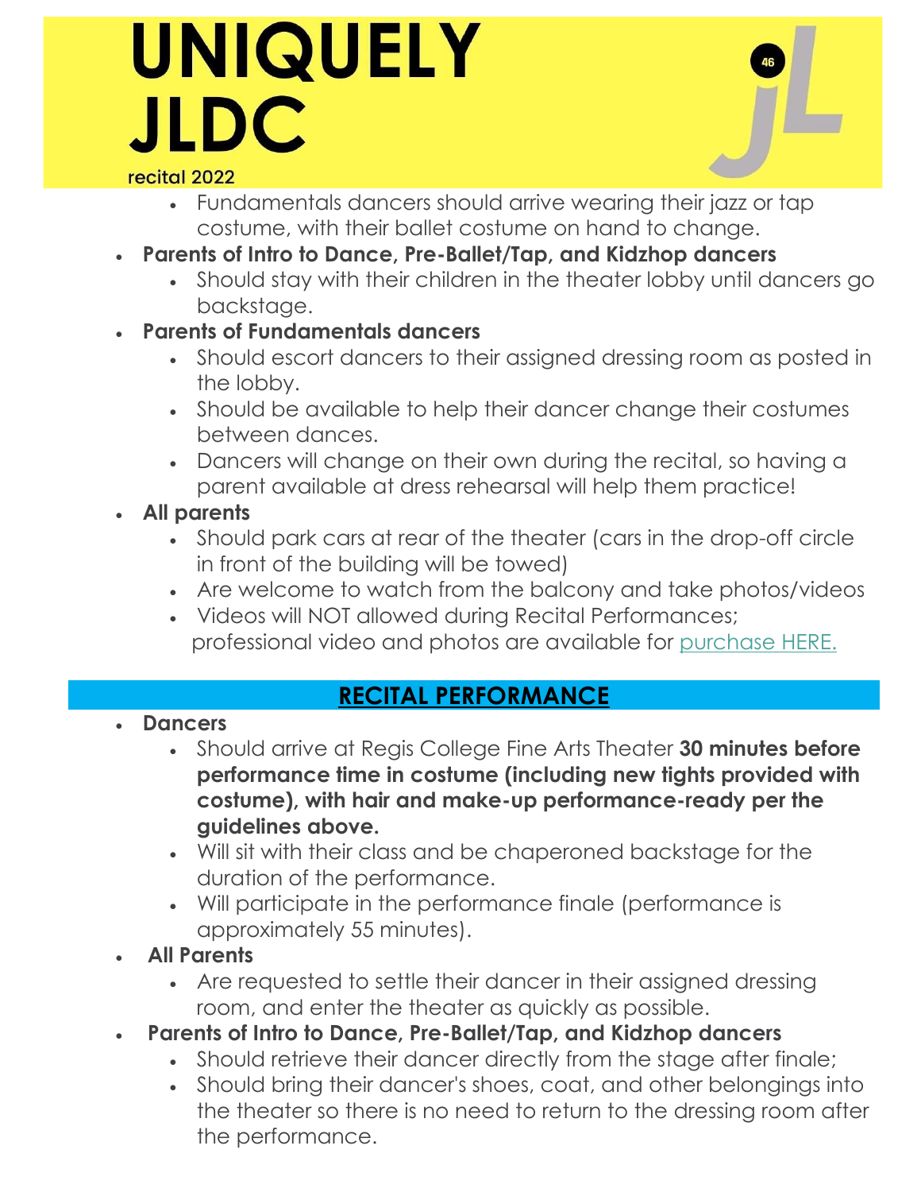- Fundamentals dancers should arrive wearing their jazz or tap costume, with their ballet costume on hand to change.
- **Parents of Intro to Dance, Pre-Ballet/Tap, and Kidzhop dancers**
  - Should stay with their children in the theater lobby until dancers go backstage.
- **Parents of Fundamentals dancers**
  - Should escort dancers to their assigned dressing room as posted in the lobby.
  - Should be available to help their dancer change their costumes between dances.
  - Dancers will change on their own during the recital, so having a parent available at dress rehearsal will help them practice!
- **All parents**
  - Should park cars at rear of the theater (cars in the drop-off circle in front of the building will be towed)
  - Are welcome to watch from the balcony and take photos/videos
  - Videos will NOT allowed during Recital Performances; professional video and photos are available for purchase HERE.

## RECITAL PERFORMANCE

- **Dancers**
  - Should arrive at Regis College Fine Arts Theater **30 minutes before performance time in costume (including new tights provided with costume), with hair and make-up performance-ready per the guidelines above.**
  - Will sit with their class and be chaperoned backstage for the duration of the performance.
  - Will participate in the performance finale (performance is approximately 55 minutes).
- **All Parents**
  - Are requested to settle their dancer in their assigned dressing room, and enter the theater as quickly as possible.
- **Parents of Intro to Dance, Pre-Ballet/Tap, and Kidzhop dancers**
  - Should retrieve their dancer directly from the stage after finale;
  - Should bring their dancer's shoes, coat, and other belongings into the theater so there is no need to return to the dressing room after the performance.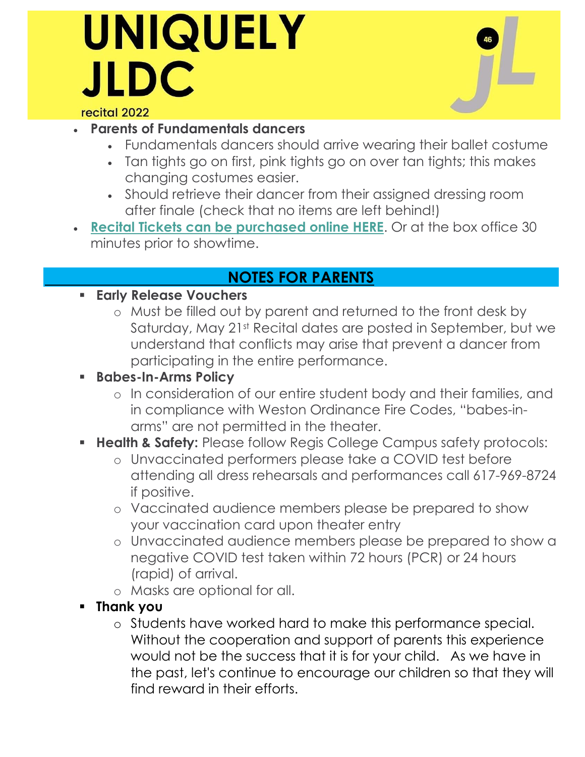# UNIQUELY JLDC

recital 2022

- **Parents of Fundamentals dancers**
  - Fundamentals dancers should arrive wearing their ballet costume
  - Tan tights go on first, pink tights go on over tan tights; this makes changing costumes easier.
  - Should retrieve their dancer from their assigned dressing room after finale (check that no items are left behind!)
- **Recital Tickets can be purchased online HERE**. Or at the box office 30 minutes prior to showtime.

## NOTES FOR PARENTS

- **Early Release Vouchers**
  - Must be filled out by parent and returned to the front desk by Saturday, May 21st Recital dates are posted in September, but we understand that conflicts may arise that prevent a dancer from participating in the entire performance.
- **Babes-In-Arms Policy**
  - In consideration of our entire student body and their families, and in compliance with Weston Ordinance Fire Codes, "babes-in-arms" are not permitted in the theater.
- **Health & Safety:** Please follow Regis College Campus safety protocols:
  - Unvaccinated performers please take a COVID test before attending all dress rehearsals and performances call 617-969-8724 if positive.
  - Vaccinated audience members please be prepared to show your vaccination card upon theater entry
  - Unvaccinated audience members please be prepared to show a negative COVID test taken within 72 hours (PCR) or 24 hours (rapid) of arrival.
  - Masks are optional for all.
- **Thank you**
  - Students have worked hard to make this performance special. Without the cooperation and support of parents this experience would not be the success that it is for your child. As we have in the past, let's continue to encourage our children so that they will find reward in their efforts.